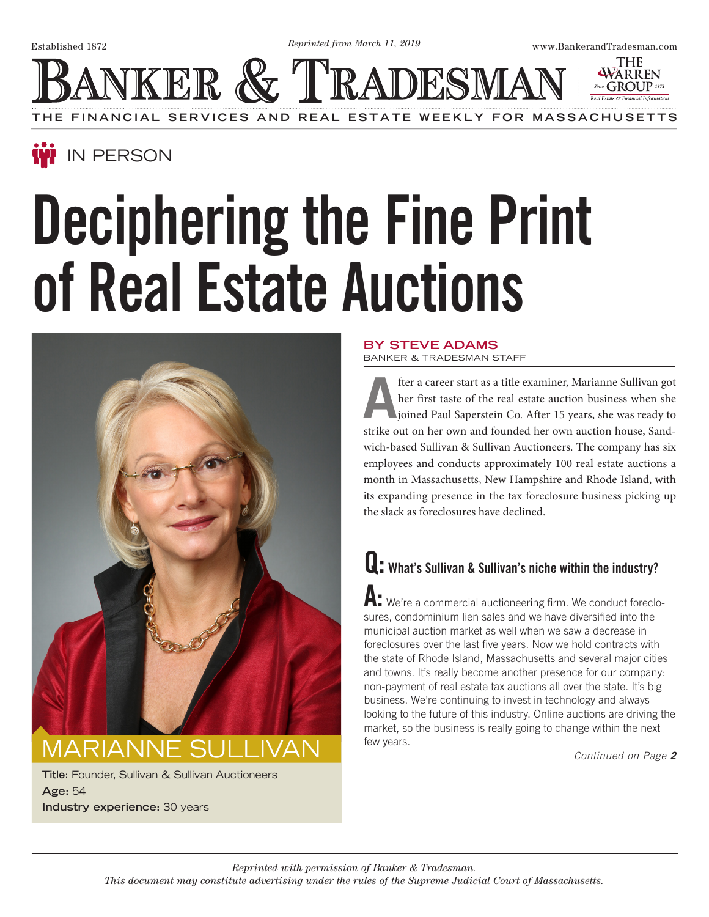Established 1872

*Reprinted from March 11, 2019*

www.BankerandTradesman.com

# BANKER & TRADESMAN

THE FINANCIAL SERVICES AND REAL ESTATE WEEKLY FOR MASSACHUSETTS

IN PERSON

# Deciphering the Fine Print of Real Estate Auctions

## MARIANNE SULLIVAN

**Title:** Founder, Sullivan & Sullivan Auctioneers
**Age:** 54
**Industry experience:** 30 years

**BY STEVE ADAMS**
BANKER & TRADESMAN STAFF

After a career start as a title examiner, Marianne Sullivan got her first taste of the real estate auction business when she joined Paul Saperstein Co. After 15 years, she was ready to strike out on her own and founded her own auction house, Sandwich-based Sullivan & Sullivan Auctioneers. The company has six employees and conducts approximately 100 real estate auctions a month in Massachusetts, New Hampshire and Rhode Island, with its expanding presence in the tax foreclosure business picking up the slack as foreclosures have declined.

**Q: What's Sullivan & Sullivan's niche within the industry?**

**A:** We're a commercial auctioneering firm. We conduct foreclosures, condominium lien sales and we have diversified into the municipal auction market as well when we saw a decrease in foreclosures over the last five years. Now we hold contracts with the state of Rhode Island, Massachusetts and several major cities and towns. It's really become another presence for our company: non-payment of real estate tax auctions all over the state. It's big business. We're continuing to invest in technology and always looking to the future of this industry. Online auctions are driving the market, so the business is really going to change within the next few years.

*Continued on Page **2***

*Reprinted with permission of Banker & Tradesman.*
*This document may constitute advertising under the rules of the Supreme Judicial Court of Massachusetts.*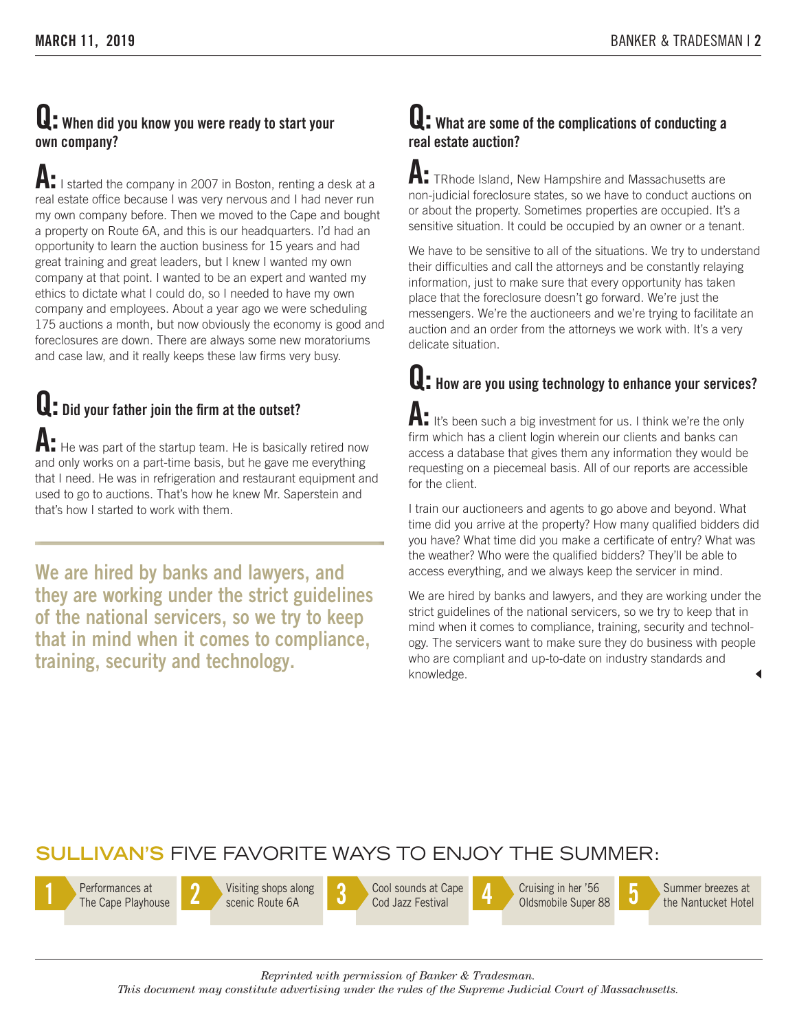## Q: When did you know you were ready to start your own company?

**A:** I started the company in 2007 in Boston, renting a desk at a real estate office because I was very nervous and I had never run my own company before. Then we moved to the Cape and bought a property on Route 6A, and this is our headquarters. I'd had an opportunity to learn the auction business for 15 years and had great training and great leaders, but I knew I wanted my own company at that point. I wanted to be an expert and wanted my ethics to dictate what I could do, so I needed to have my own company and employees. About a year ago we were scheduling 175 auctions a month, but now obviously the economy is good and foreclosures are down. There are always some new moratoriums and case law, and it really keeps these law firms very busy.

## Q: Did your father join the firm at the outset?

**A:** He was part of the startup team. He is basically retired now and only works on a part-time basis, but he gave me everything that I need. He was in refrigeration and restaurant equipment and used to go to auctions. That's how he knew Mr. Saperstein and that's how I started to work with them.

> We are hired by banks and lawyers, and they are working under the strict guidelines of the national servicers, so we try to keep that in mind when it comes to compliance, training, security and technology.

## Q: What are some of the complications of conducting a real estate auction?

**A:** TRhode Island, New Hampshire and Massachusetts are non-judicial foreclosure states, so we have to conduct auctions on or about the property. Sometimes properties are occupied. It's a sensitive situation. It could be occupied by an owner or a tenant.

We have to be sensitive to all of the situations. We try to understand their difficulties and call the attorneys and be constantly relaying information, just to make sure that every opportunity has taken place that the foreclosure doesn't go forward. We're just the messengers. We're the auctioneers and we're trying to facilitate an auction and an order from the attorneys we work with. It's a very delicate situation.

## Q: How are you using technology to enhance your services?

**A:** It's been such a big investment for us. I think we're the only firm which has a client login wherein our clients and banks can access a database that gives them any information they would be requesting on a piecemeal basis. All of our reports are accessible for the client.

I train our auctioneers and agents to go above and beyond. What time did you arrive at the property? How many qualified bidders did you have? What time did you make a certificate of entry? What was the weather? Who were the qualified bidders? They'll be able to access everything, and we always keep the servicer in mind.

We are hired by banks and lawyers, and they are working under the strict guidelines of the national servicers, so we try to keep that in mind when it comes to compliance, training, security and technology. The servicers want to make sure they do business with people who are compliant and up-to-date on industry standards and knowledge.

## SULLIVAN'S FIVE FAVORITE WAYS TO ENJOY THE SUMMER:

1. Performances at The Cape Playhouse
2. Visiting shops along scenic Route 6A
3. Cool sounds at Cape Cod Jazz Festival
4. Cruising in her '56 Oldsmobile Super 88
5. Summer breezes at the Nantucket Hotel

*Reprinted with permission of Banker & Tradesman.*
*This document may constitute advertising under the rules of the Supreme Judicial Court of Massachusetts.*